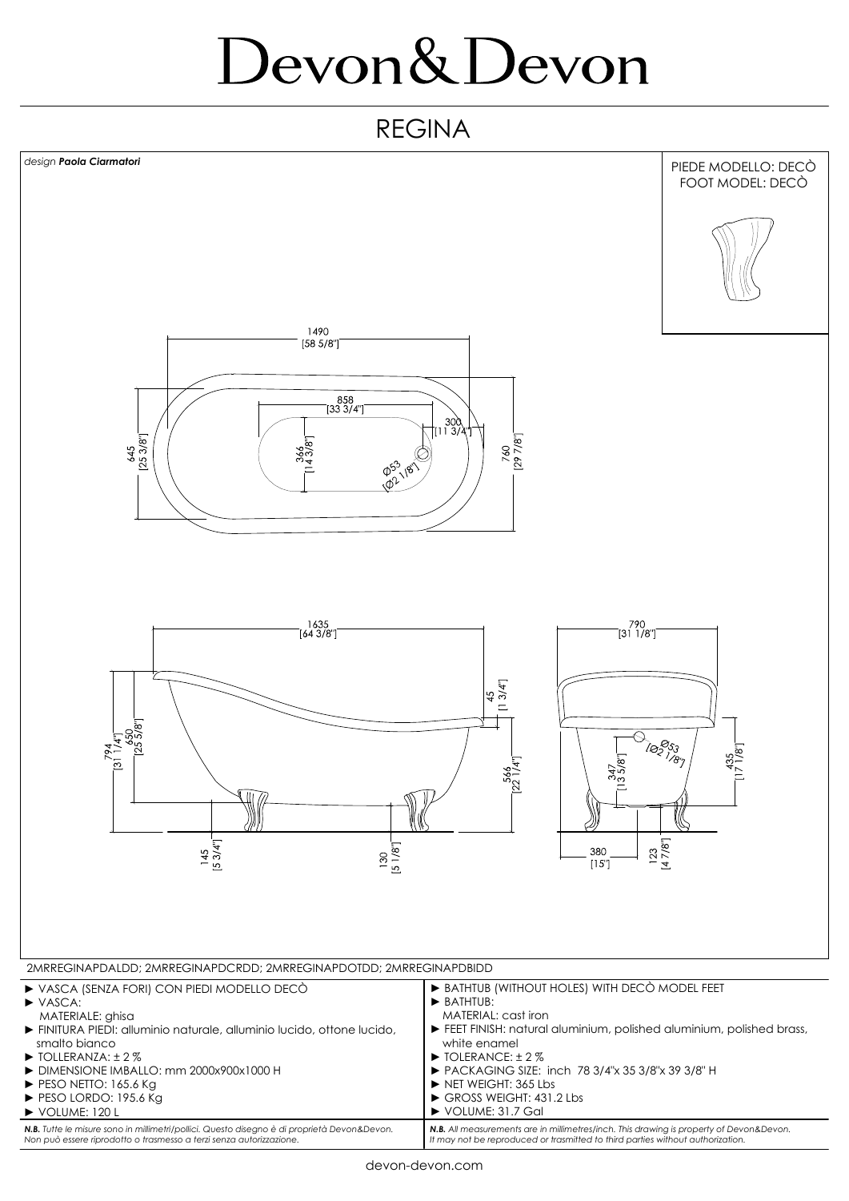# Devon&Devon

## REGINA

*design* ***Paola Ciarmatori***

PIEDE MODELLO: DECÒ
FOOT MODEL: DECÒ

1490 [58 5/8"]
858 [33 3/4"]
300 [11 3/4"]
645 [25 3/8"]
366 [14 3/8"]
Ø53 [Ø2 1/8"]
760 [29 7/8"]

1635 [64 3/8"]
45 [1 3/4"]
794 [31 1/4"]
650 [25 5/8"]
566 [22 1/4"]
145 [5 3/4"]
130 [5 1/8"]

790 [31 1/8"]
Ø53 [Ø2 1/8"]
347 [13 5/8"]
435 [17 1/8"]
380 [15"]
123 [4 7/8"]

2MRREGINAPDALDD; 2MRREGINAPDCRDD; 2MRREGINAPDOTDD; 2MRREGINAPDBIDD

- ► VASCA (SENZA FORI) CON PIEDI MODELLO DECÒ
- ► VASCA:
  MATERIALE: ghisa
- ► FINITURA PIEDI: alluminio naturale, alluminio lucido, ottone lucido, smalto bianco
- ► TOLLERANZA: ± 2 %
- ► DIMENSIONE IMBALLO: mm 2000x900x1000 H
- ► PESO NETTO: 165.6 Kg
- ► PESO LORDO: 195.6 Kg
- ► VOLUME: 120 L

- ► BATHTUB (WITHOUT HOLES) WITH DECÒ MODEL FEET
- ► BATHTUB:
  MATERIAL: cast iron
- ► FEET FINISH: natural aluminium, polished aluminium, polished brass, white enamel
- ► TOLERANCE: ± 2 %
- ► PACKAGING SIZE: inch 78 3/4"x 35 3/8"x 39 3/8" H
- ► NET WEIGHT: 365 Lbs
- ► GROSS WEIGHT: 431.2 Lbs
- ► VOLUME: 31.7 Gal

***N.B.*** *Tutte le misure sono in millimetri/pollici. Questo disegno è di proprietà Devon&Devon. Non può essere riprodotto o trasmesso a terzi senza autorizzazione.*

***N.B.*** *All measurements are in millimetres/inch. This drawing is property of Devon&Devon. It may not be reproduced or trasmitted to third parties without authorization.*

devon-devon.com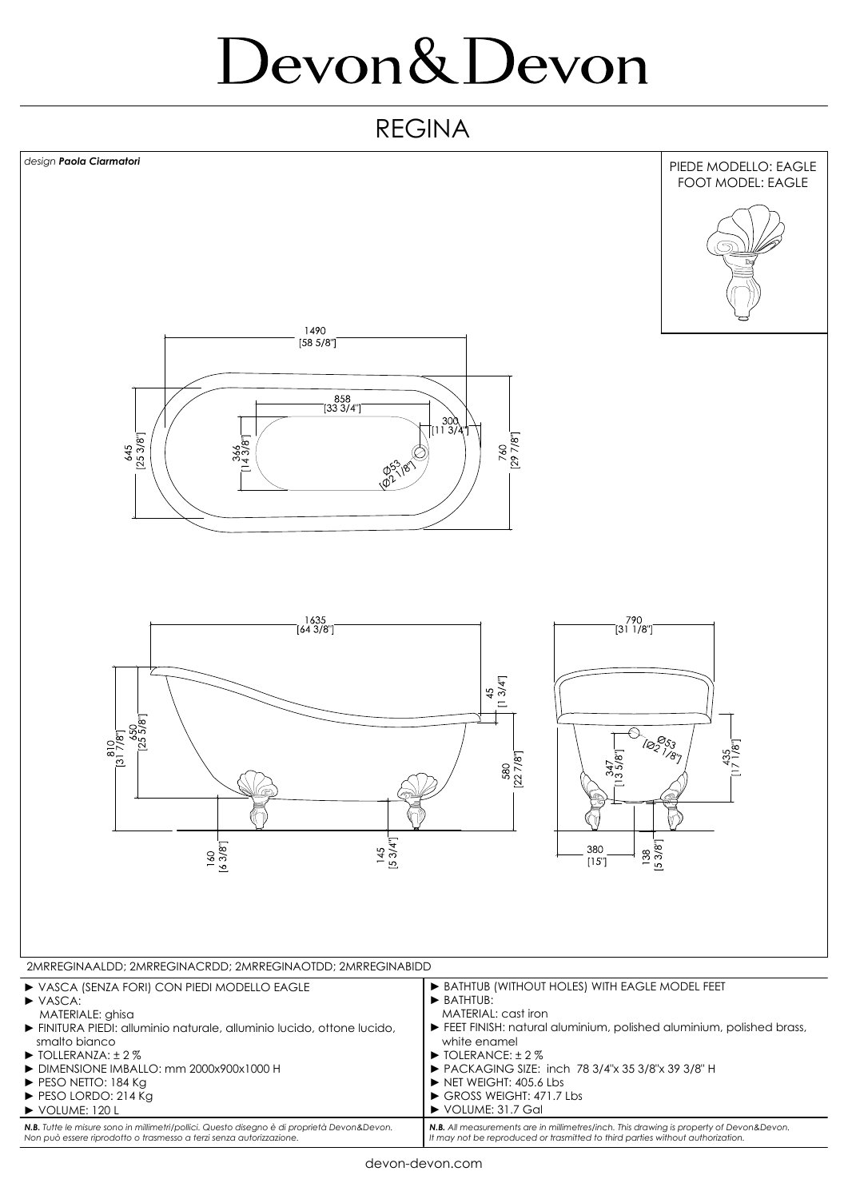# Devon&Devon

## REGINA

*design* ***Paola Ciarmatori***

PIEDE MODELLO: EAGLE
FOOT MODEL: EAGLE

1490
[58 5/8"]

858
[33 3/4"]

300
[11 3/4"]

645
[25 3/8"]

366
[14 3/8"]

Ø53
[Ø2 1/8"]

760
[29 7/8"]

1635
[64 3/8"]

45
[1 3/4"]

810
[31 7/8"]

650
[25 5/8"]

580
[22 7/8"]

160
[6 3/8"]

145
[5 3/4"]

790
[31 1/8"]

Ø53
[Ø2 1/8"]

347
[13 5/8"]

435
[17 1/8"]

380
[15"]

138
[5 3/8"]

2MRREGINAALDD; 2MRREGINACRDD; 2MRREGINAOTDD; 2MRREGINABIDD

- ► VASCA (SENZA FORI) CON PIEDI MODELLO EAGLE
- ► VASCA:
  MATERIALE: ghisa
- ► FINITURA PIEDI: alluminio naturale, alluminio lucido, ottone lucido, smalto bianco
- ► TOLLERANZA: ± 2 %
- ► DIMENSIONE IMBALLO: mm 2000x900x1000 H
- ► PESO NETTO: 184 Kg
- ► PESO LORDO: 214 Kg
- ► VOLUME: 120 L

***N.B.*** *Tutte le misure sono in millimetri/pollici. Questo disegno è di proprietà Devon&Devon. Non può essere riprodotto o trasmesso a terzi senza autorizzazione.*

- ► BATHTUB (WITHOUT HOLES) WITH EAGLE MODEL FEET
- ► BATHTUB:
  MATERIAL: cast iron
- ► FEET FINISH: natural aluminium, polished aluminium, polished brass, white enamel
- ► TOLERANCE: ± 2 %
- ► PACKAGING SIZE: inch 78 3/4"x 35 3/8"x 39 3/8" H
- ► NET WEIGHT: 405.6 Lbs
- ► GROSS WEIGHT: 471.7 Lbs
- ► VOLUME: 31.7 Gal

***N.B.*** *All measurements are in millimetres/inch. This drawing is property of Devon&Devon. It may not be reproduced or trasmitted to third parties without authorization.*

devon-devon.com